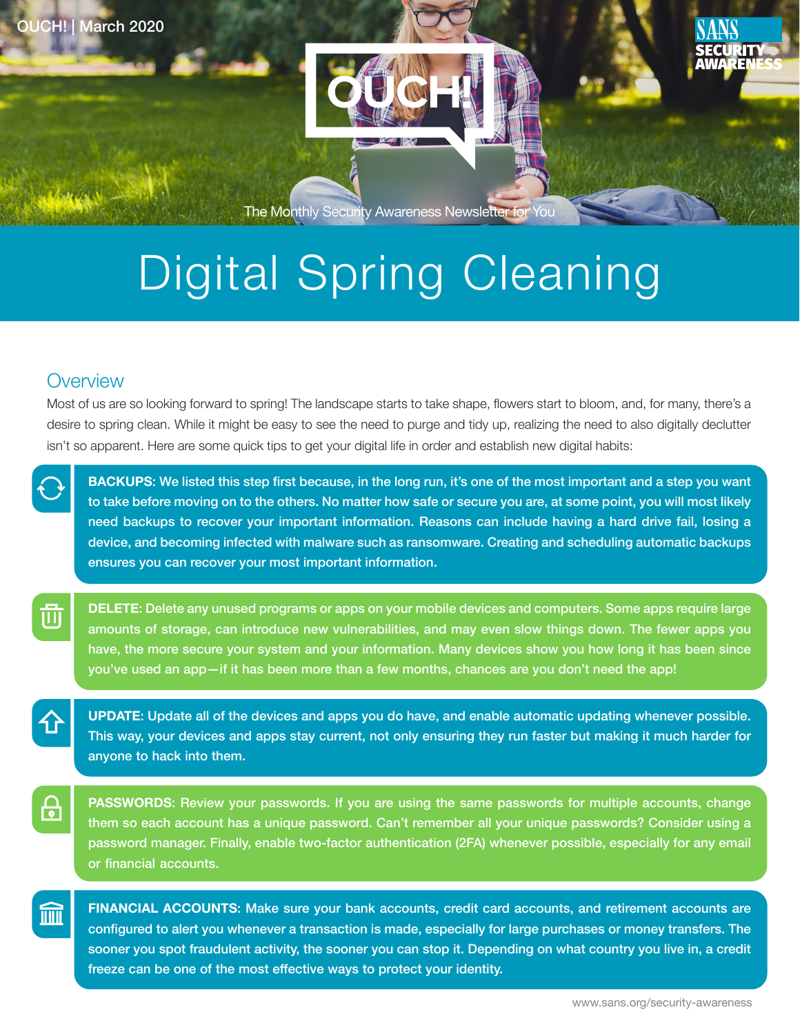OUCH! | March 2020

The Monthly Security Awareness Newsletter for You

# Digital Spring Cleaning

## Overview

Most of us are so looking forward to spring! The landscape starts to take shape, flowers start to bloom, and, for many, there's a desire to spring clean. While it might be easy to see the need to purge and tidy up, realizing the need to also digitally declutter isn't so apparent. Here are some quick tips to get your digital life in order and establish new digital habits:

**BACKUPS:** We listed this step first because, in the long run, it's one of the most important and a step you want to take before moving on to the others. No matter how safe or secure you are, at some point, you will most likely need backups to recover your important information. Reasons can include having a hard drive fail, losing a device, and becoming infected with malware such as ransomware. Creating and scheduling automatic backups ensures you can recover your most important information.

**DELETE:** Delete any unused programs or apps on your mobile devices and computers. Some apps require large amounts of storage, can introduce new vulnerabilities, and may even slow things down. The fewer apps you have, the more secure your system and your information. Many devices show you how long it has been since you've used an app—if it has been more than a few months, chances are you don't need the app!

**UPDATE:** Update all of the devices and apps you do have, and enable automatic updating whenever possible. This way, your devices and apps stay current, not only ensuring they run faster but making it much harder for anyone to hack into them.

**PASSWORDS:** Review your passwords. If you are using the same passwords for multiple accounts, change them so each account has a unique password. Can't remember all your unique passwords? Consider using a password manager. Finally, enable two-factor authentication (2FA) whenever possible, especially for any email or financial accounts.

**FINANCIAL ACCOUNTS:** Make sure your bank accounts, credit card accounts, and retirement accounts are configured to alert you whenever a transaction is made, especially for large purchases or money transfers. The sooner you spot fraudulent activity, the sooner you can stop it. Depending on what country you live in, a credit freeze can be one of the most effective ways to protect your identity.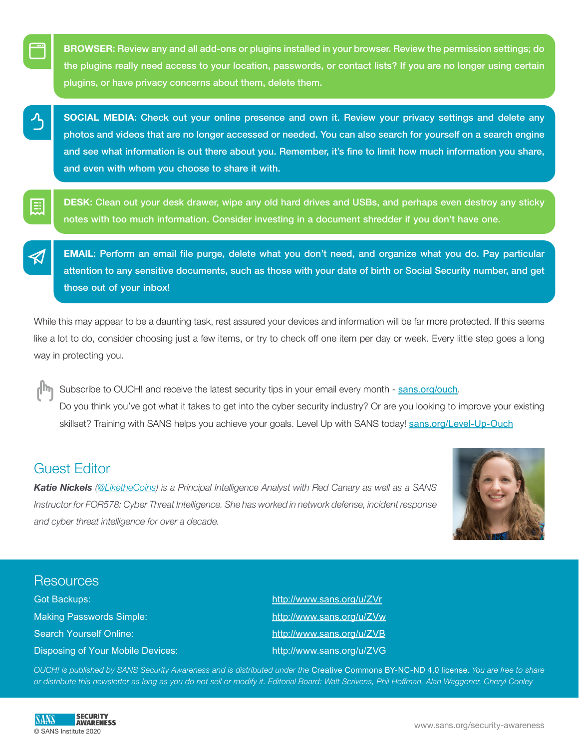**BROWSER:** Review any and all add-ons or plugins installed in your browser. Review the permission settings; do the plugins really need access to your location, passwords, or contact lists? If you are no longer using certain plugins, or have privacy concerns about them, delete them.

**SOCIAL MEDIA:** Check out your online presence and own it. Review your privacy settings and delete any photos and videos that are no longer accessed or needed. You can also search for yourself on a search engine and see what information is out there about you. Remember, it's fine to limit how much information you share, and even with whom you choose to share it with.

**DESK:** Clean out your desk drawer, wipe any old hard drives and USBs, and perhaps even destroy any sticky notes with too much information. Consider investing in a document shredder if you don't have one.

**EMAIL:** Perform an email file purge, delete what you don't need, and organize what you do. Pay particular attention to any sensitive documents, such as those with your date of birth or Social Security number, and get those out of your inbox!

While this may appear to be a daunting task, rest assured your devices and information will be far more protected. If this seems like a lot to do, consider choosing just a few items, or try to check off one item per day or week. Every little step goes a long way in protecting you.

Subscribe to OUCH! and receive the latest security tips in your email every month - sans.org/ouch.
Do you think you've got what it takes to get into the cyber security industry? Or are you looking to improve your existing skillset? Training with SANS helps you achieve your goals. Level Up with SANS today! sans.org/Level-Up-Ouch

## Guest Editor

***Katie Nickels*** *(@LiketheCoins) is a Principal Intelligence Analyst with Red Canary as well as a SANS Instructor for FOR578: Cyber Threat Intelligence. She has worked in network defense, incident response and cyber threat intelligence for over a decade.*

## Resources

| | |
|---|---|
| Got Backups: | http://www.sans.org/u/ZVr |
| Making Passwords Simple: | http://www.sans.org/u/ZVw |
| Search Yourself Online: | http://www.sans.org/u/ZVB |
| Disposing of Your Mobile Devices: | http://www.sans.org/u/ZVG |

*OUCH! is published by SANS Security Awareness and is distributed under the Creative Commons BY-NC-ND 4.0 license. You are free to share or distribute this newsletter as long as you do not sell or modify it. Editorial Board: Walt Scrivens, Phil Hoffman, Alan Waggoner, Cheryl Conley*

© SANS Institute 2020

www.sans.org/security-awareness